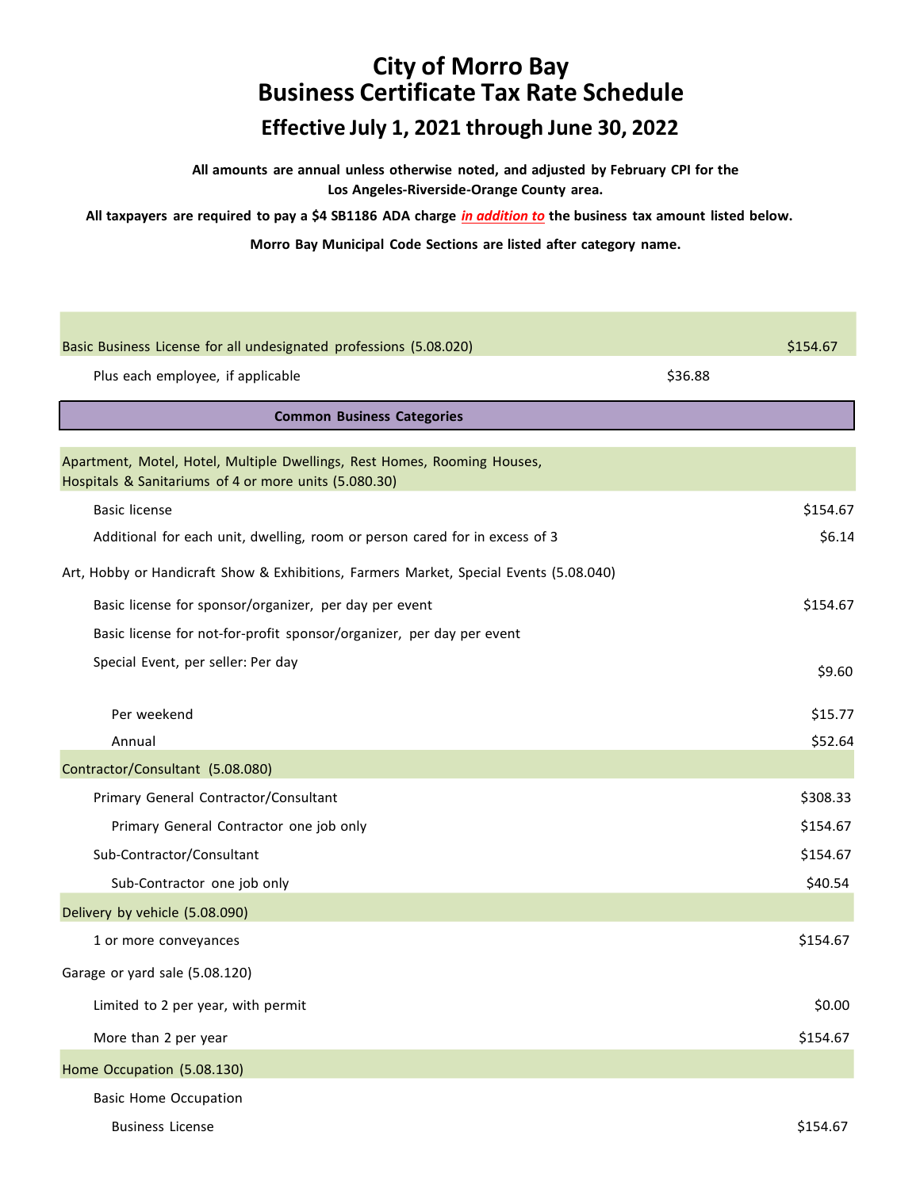# City of Morro Bay
# Business Certificate Tax Rate Schedule
## Effective July 1, 2021 through June 30, 2022

**All amounts are annual unless otherwise noted, and adjusted by February CPI for the Los Angeles-Riverside-Orange County area.**

**All taxpayers are required to pay a $4 SB1186 ADA charge *in addition to* the business tax amount listed below.**

**Morro Bay Municipal Code Sections are listed after category name.**

| | | |
|---|---|---|
| Basic Business License for all undesignated professions (5.08.020) | | $154.67 |
| Plus each employee, if applicable | $36.88 | |
| **Common Business Categories** | | |
| Apartment, Motel, Hotel, Multiple Dwellings, Rest Homes, Rooming Houses, Hospitals & Sanitariums of 4 or more units (5.080.30) | | |
| Basic license | | $154.67 |
| Additional for each unit, dwelling, room or person cared for in excess of 3 | | $6.14 |
| Art, Hobby or Handicraft Show & Exhibitions, Farmers Market, Special Events (5.08.040) | | |
| Basic license for sponsor/organizer, per day per event | | $154.67 |
| Basic license for not-for-profit sponsor/organizer, per day per event | | |
| Special Event, per seller: Per day | | $9.60 |
| Per weekend | | $15.77 |
| Annual | | $52.64 |
| Contractor/Consultant (5.08.080) | | |
| Primary General Contractor/Consultant | | $308.33 |
| Primary General Contractor one job only | | $154.67 |
| Sub-Contractor/Consultant | | $154.67 |
| Sub-Contractor one job only | | $40.54 |
| Delivery by vehicle (5.08.090) | | |
| 1 or more conveyances | | $154.67 |
| Garage or yard sale (5.08.120) | | |
| Limited to 2 per year, with permit | | $0.00 |
| More than 2 per year | | $154.67 |
| Home Occupation (5.08.130) | | |
| Basic Home Occupation | | |
| Business License | | $154.67 |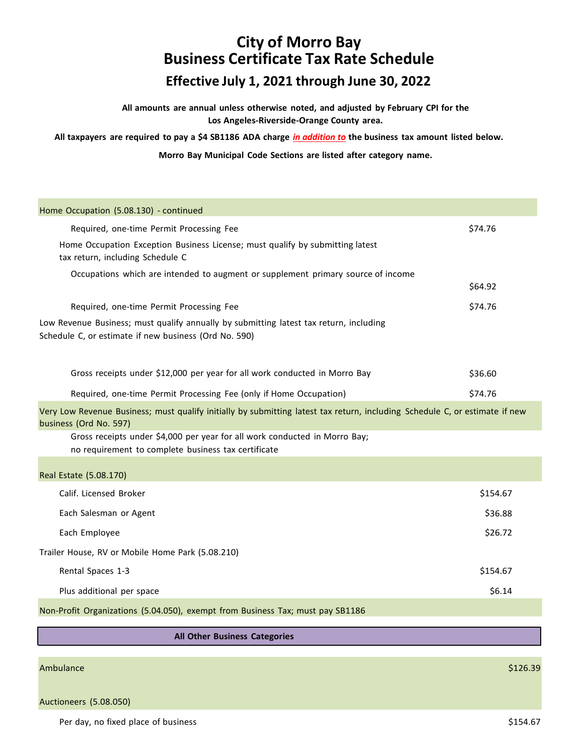# City of Morro Bay
# Business Certificate Tax Rate Schedule
## Effective July 1, 2021 through June 30, 2022

**All amounts are annual unless otherwise noted, and adjusted by February CPI for the Los Angeles-Riverside-Orange County area.**

**All taxpayers are required to pay a $4 SB1186 ADA charge *in addition to* the business tax amount listed below.**

**Morro Bay Municipal Code Sections are listed after category name.**

| Category | Amount |
|---|---|
| **Home Occupation (5.08.130) - continued** | |
| Required, one-time Permit Processing Fee | $74.76 |
| Home Occupation Exception Business License; must qualify by submitting latest tax return, including Schedule C | |
| Occupations which are intended to augment or supplement primary source of income | $64.92 |
| Required, one-time Permit Processing Fee | $74.76 |
| Low Revenue Business; must qualify annually by submitting latest tax return, including Schedule C, or estimate if new business (Ord No. 590) | |
| Gross receipts under $12,000 per year for all work conducted in Morro Bay | $36.60 |
| Required, one-time Permit Processing Fee (only if Home Occupation) | $74.76 |
| **Very Low Revenue Business; must qualify initially by submitting latest tax return, including Schedule C, or estimate if new business (Ord No. 597)** | |
| Gross receipts under $4,000 per year for all work conducted in Morro Bay; no requirement to complete business tax certificate | |
| **Real Estate (5.08.170)** | |
| Calif. Licensed Broker | $154.67 |
| Each Salesman or Agent | $36.88 |
| Each Employee | $26.72 |
| Trailer House, RV or Mobile Home Park (5.08.210) | |
| Rental Spaces 1-3 | $154.67 |
| Plus additional per space | $6.14 |
| **Non-Profit Organizations (5.04.050), exempt from Business Tax; must pay SB1186** | |

### All Other Business Categories

| Category | Amount |
|---|---|
| **Ambulance** | $126.39 |
| **Auctioneers (5.08.050)** | |
| Per day, no fixed place of business | $154.67 |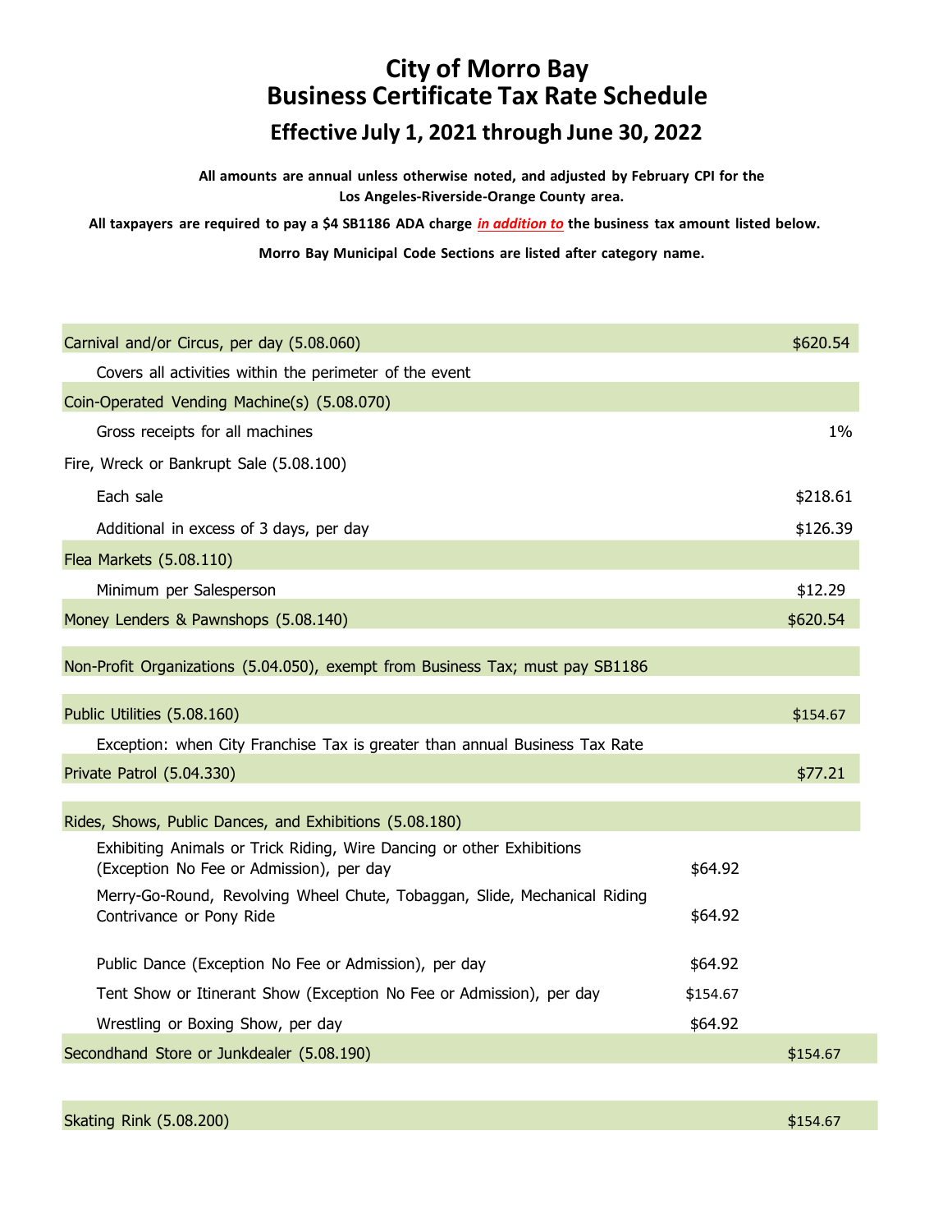# City of Morro Bay
# Business Certificate Tax Rate Schedule
## Effective July 1, 2021 through June 30, 2022

**All amounts are annual unless otherwise noted, and adjusted by February CPI for the Los Angeles-Riverside-Orange County area.**

**All taxpayers are required to pay a $4 SB1186 ADA charge *in addition to* the business tax amount listed below.**

**Morro Bay Municipal Code Sections are listed after category name.**

| Category | | Amount |
|---|---|---|
| Carnival and/or Circus, per day (5.08.060) | | $620.54 |
| Covers all activities within the perimeter of the event | | |
| Coin-Operated Vending Machine(s) (5.08.070) | | |
| Gross receipts for all machines | | 1% |
| Fire, Wreck or Bankrupt Sale (5.08.100) | | |
| Each sale | | $218.61 |
| Additional in excess of 3 days, per day | | $126.39 |
| Flea Markets (5.08.110) | | |
| Minimum per Salesperson | | $12.29 |
| Money Lenders & Pawnshops (5.08.140) | | $620.54 |
| Non-Profit Organizations (5.04.050), exempt from Business Tax; must pay SB1186 | | |
| Public Utilities (5.08.160) | | $154.67 |
| Exception: when City Franchise Tax is greater than annual Business Tax Rate | | |
| Private Patrol (5.04.330) | | $77.21 |
| Rides, Shows, Public Dances, and Exhibitions (5.08.180) | | |
| Exhibiting Animals or Trick Riding, Wire Dancing or other Exhibitions (Exception No Fee or Admission), per day | $64.92 | |
| Merry-Go-Round, Revolving Wheel Chute, Tobaggan, Slide, Mechanical Riding Contrivance or Pony Ride | $64.92 | |
| Public Dance (Exception No Fee or Admission), per day | $64.92 | |
| Tent Show or Itinerant Show (Exception No Fee or Admission), per day | $154.67 | |
| Wrestling or Boxing Show, per day | $64.92 | |
| Secondhand Store or Junkdealer (5.08.190) | | $154.67 |
| Skating Rink (5.08.200) | | $154.67 |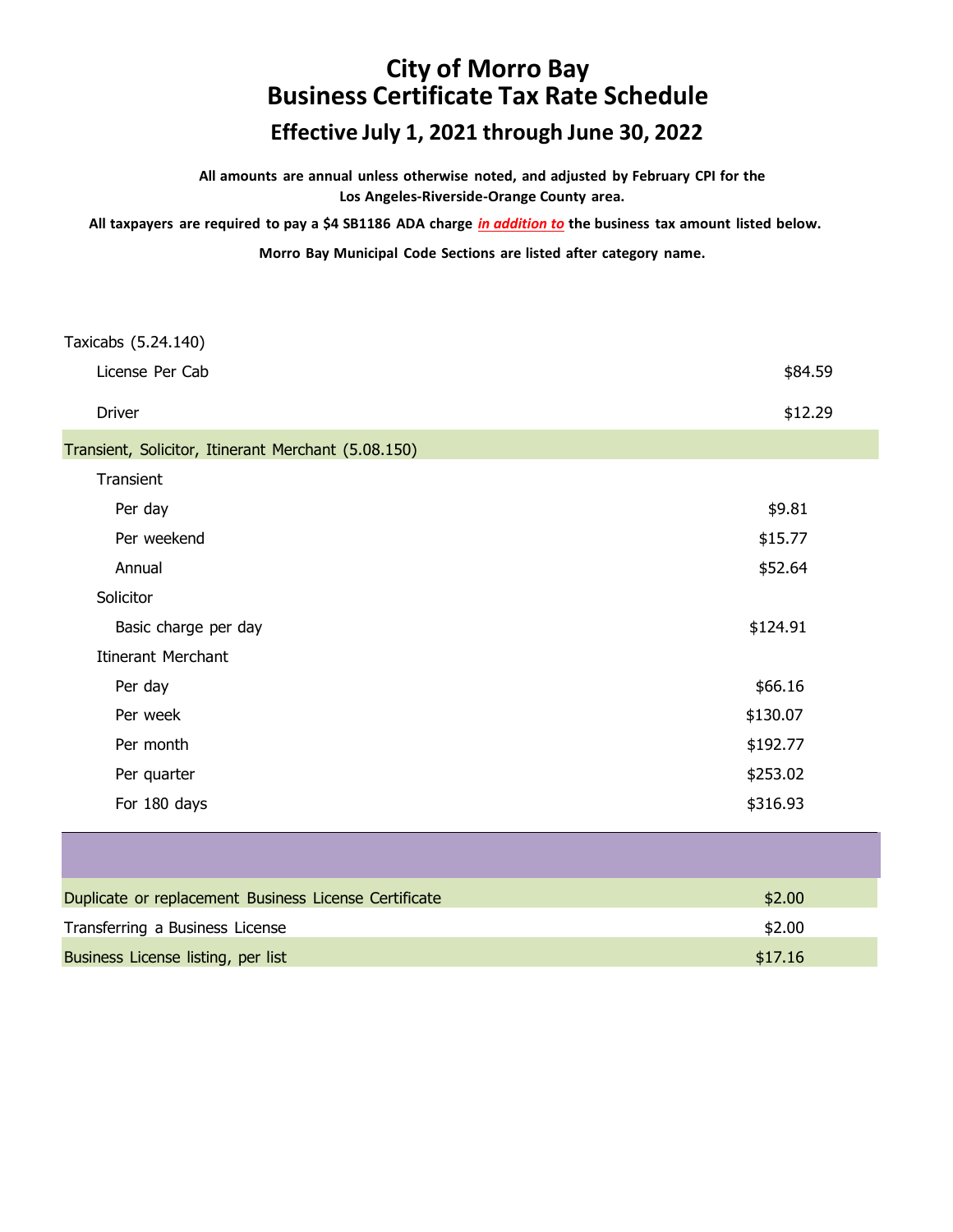# City of Morro Bay
# Business Certificate Tax Rate Schedule
## Effective July 1, 2021 through June 30, 2022

**All amounts are annual unless otherwise noted, and adjusted by February CPI for the Los Angeles-Riverside-Orange County area.**

**All taxpayers are required to pay a $4 SB1186 ADA charge _in addition to_ the business tax amount listed below.**

**Morro Bay Municipal Code Sections are listed after category name.**

| | |
|---|---|
| Taxicabs (5.24.140) | |
| License Per Cab | $84.59 |
| Driver | $12.29 |
| Transient, Solicitor, Itinerant Merchant (5.08.150) | |
| Transient | |
| Per day | $9.81 |
| Per weekend | $15.77 |
| Annual | $52.64 |
| Solicitor | |
| Basic charge per day | $124.91 |
| Itinerant Merchant | |
| Per day | $66.16 |
| Per week | $130.07 |
| Per month | $192.77 |
| Per quarter | $253.02 |
| For 180 days | $316.93 |

| | |
|---|---|
| Duplicate or replacement Business License Certificate | $2.00 |
| Transferring a Business License | $2.00 |
| Business License listing, per list | $17.16 |